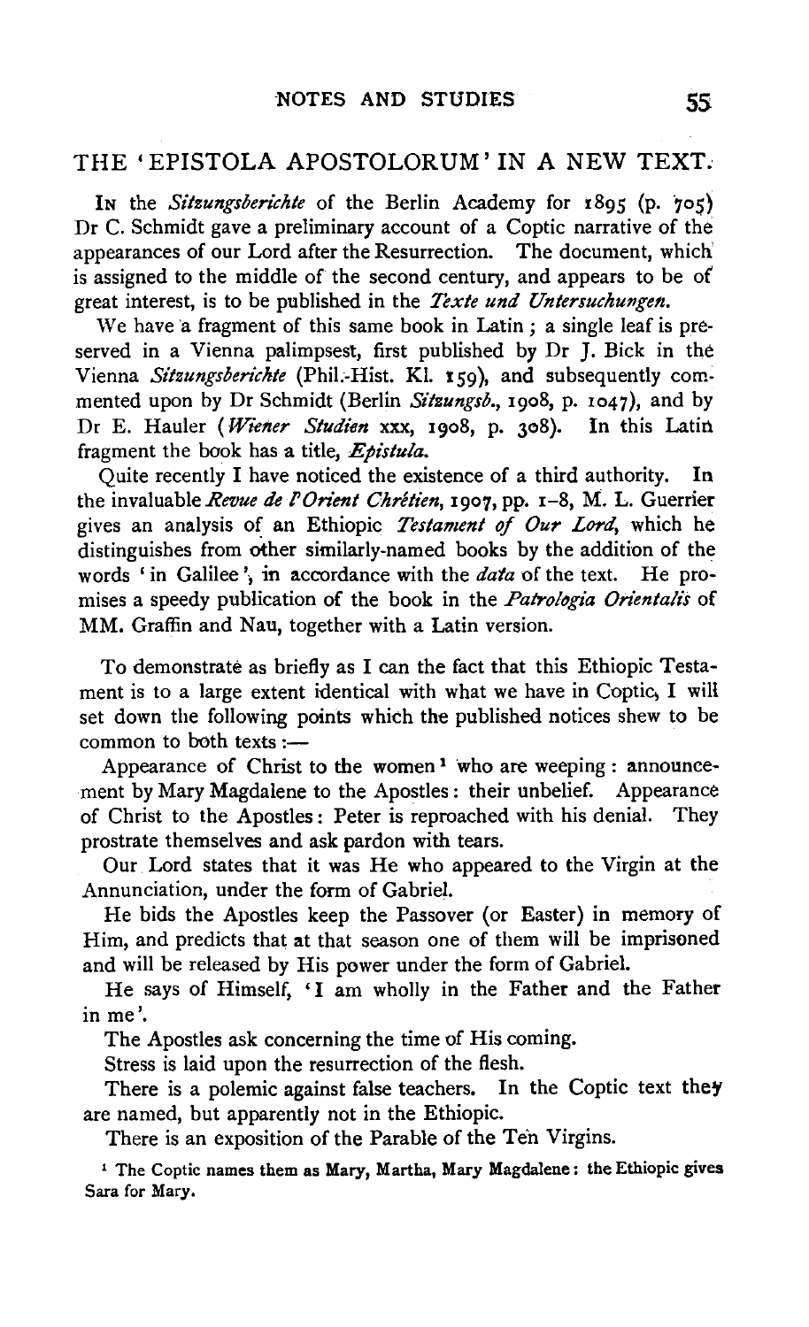## THE 'EPISTOLA APOSTOLORUM' IN A NEW TEXT.

IN the *Sitzungsberichte* of the Berlin Academy for 1895 (p. 705) Dr C. Schmidt gave a preliminary account of a Coptic narrative of the appearances of our Lord after the Resurrection. The document, which is assigned to the middle of the second century, and appears to be of great interest, is to be published in the *Texte und Untersuchungen.*

We have a fragment of this same book in Latin; a single leaf is preserved in a Vienna palimpsest, first published by Dr J. Bick in the Vienna *Sitzungsberichte* (Phil.-Hist. Kl. 159), and subsequently commented upon by Dr Schmidt (Berlin *Sitzungsb.*, 1908, p. 1047), and by Dr E. Hauler (*Wiener Studien* xxx, 1908, p. 308). In this Latin fragment the book has a title, *Epistula.*

Quite recently I have noticed the existence of a third authority. In the invaluable *Revue de l'Orient Chrétien*, 1907, pp. 1–8, M. L. Guerrier gives an analysis of an Ethiopic *Testament of Our Lord*, which he distinguishes from other similarly-named books by the addition of the words 'in Galilee', in accordance with the *data* of the text. He promises a speedy publication of the book in the *Patrologia Orientalis* of MM. Graffin and Nau, together with a Latin version.

To demonstrate as briefly as I can the fact that this Ethiopic Testament is to a large extent identical with what we have in Coptic, I will set down the following points which the published notices shew to be common to both texts:—

Appearance of Christ to the women[1] who are weeping: announcement by Mary Magdalene to the Apostles: their unbelief. Appearance of Christ to the Apostles: Peter is reproached with his denial. They prostrate themselves and ask pardon with tears.

Our Lord states that it was He who appeared to the Virgin at the Annunciation, under the form of Gabriel.

He bids the Apostles keep the Passover (or Easter) in memory of Him, and predicts that at that season one of them will be imprisoned and will be released by His power under the form of Gabriel.

He says of Himself, 'I am wholly in the Father and the Father in me'.

The Apostles ask concerning the time of His coming.

Stress is laid upon the resurrection of the flesh.

There is a polemic against false teachers. In the Coptic text they are named, but apparently not in the Ethiopic.

There is an exposition of the Parable of the Ten Virgins.

[1] The Coptic names them as Mary, Martha, Mary Magdalene: the Ethiopic gives Sara for Mary.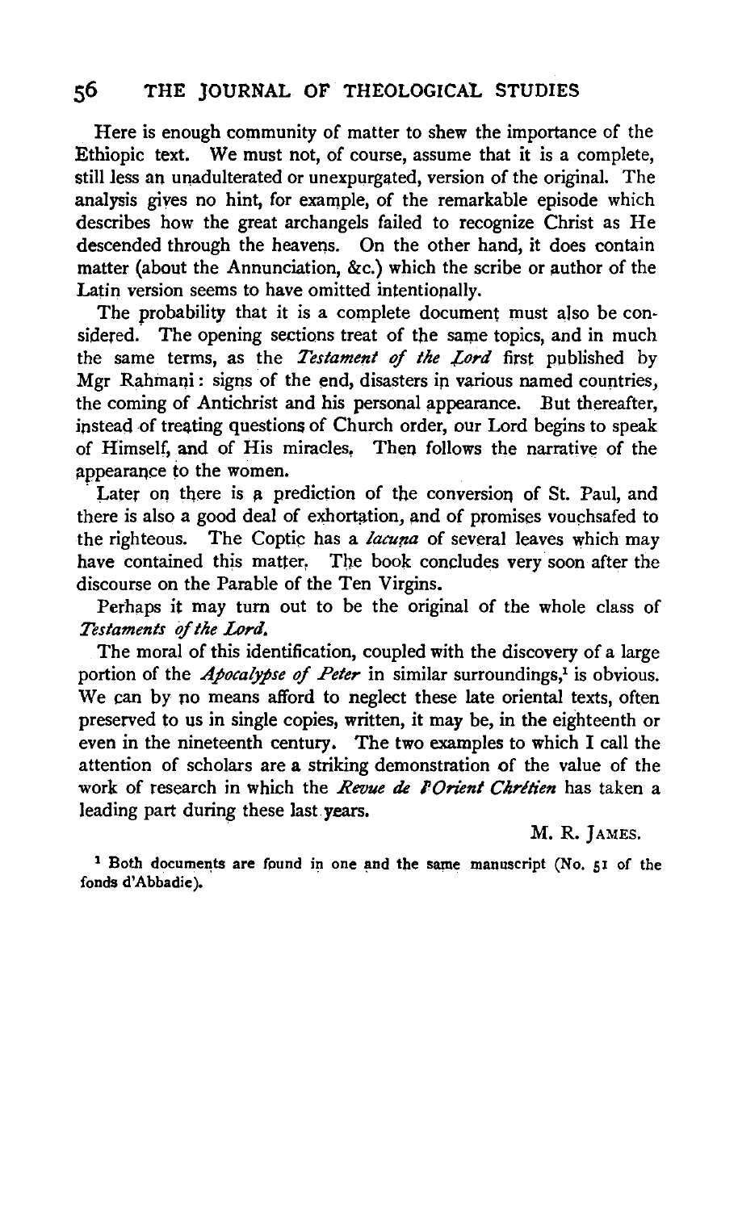Here is enough community of matter to shew the importance of the Ethiopic text. We must not, of course, assume that it is a complete, still less an unadulterated or unexpurgated, version of the original. The analysis gives no hint, for example, of the remarkable episode which describes how the great archangels failed to recognize Christ as He descended through the heavens. On the other hand, it does contain matter (about the Annunciation, &c.) which the scribe or author of the Latin version seems to have omitted intentionally.

The probability that it is a complete document must also be considered. The opening sections treat of the same topics, and in much the same terms, as the *Testament of the Lord* first published by Mgr Rahmani: signs of the end, disasters in various named countries, the coming of Antichrist and his personal appearance. But thereafter, instead of treating questions of Church order, our Lord begins to speak of Himself, and of His miracles. Then follows the narrative of the appearance to the women.

Later on there is a prediction of the conversion of St. Paul, and there is also a good deal of exhortation, and of promises vouchsafed to the righteous. The Coptic has a *lacuna* of several leaves which may have contained this matter. The book concludes very soon after the discourse on the Parable of the Ten Virgins.

Perhaps it may turn out to be the original of the whole class of *Testaments of the Lord.*

The moral of this identification, coupled with the discovery of a large portion of the *Apocalypse of Peter* in similar surroundings,[1] is obvious. We can by no means afford to neglect these late oriental texts, often preserved to us in single copies, written, it may be, in the eighteenth or even in the nineteenth century. The two examples to which I call the attention of scholars are a striking demonstration of the value of the work of research in which the *Revue de l'Orient Chrétien* has taken a leading part during these last years.

M. R. JAMES.

[1] Both documents are found in one and the same manuscript (No. 51 of the fonds d'Abbadie).